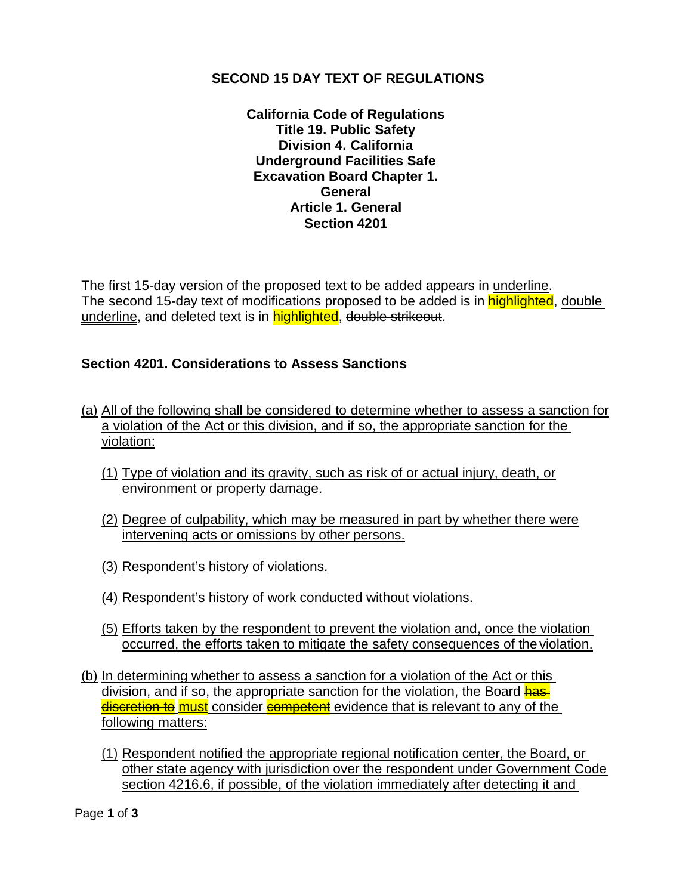**SECOND 15 DAY TEXT OF REGULATIONS**

**California Code of Regulations**
**Title 19. Public Safety**
**Division 4. California Underground Facilities Safe Excavation Board Chapter 1. General**
**Article 1. General**
**Section 4201**

The first 15-day version of the proposed text to be added appears in underline. The second 15-day text of modifications proposed to be added is in highlighted, double underline, and deleted text is in highlighted, ~~double strikeout~~.

## Section 4201. Considerations to Assess Sanctions

(a) All of the following shall be considered to determine whether to assess a sanction for a violation of the Act or this division, and if so, the appropriate sanction for the violation:

(1) Type of violation and its gravity, such as risk of or actual injury, death, or environment or property damage.

(2) Degree of culpability, which may be measured in part by whether there were intervening acts or omissions by other persons.

(3) Respondent's history of violations.

(4) Respondent's history of work conducted without violations.

(5) Efforts taken by the respondent to prevent the violation and, once the violation occurred, the efforts taken to mitigate the safety consequences of the violation.

(b) In determining whether to assess a sanction for a violation of the Act or this division, and if so, the appropriate sanction for the violation, the Board ~~has discretion to~~ must consider ~~competent~~ evidence that is relevant to any of the following matters:

(1) Respondent notified the appropriate regional notification center, the Board, or other state agency with jurisdiction over the respondent under Government Code section 4216.6, if possible, of the violation immediately after detecting it and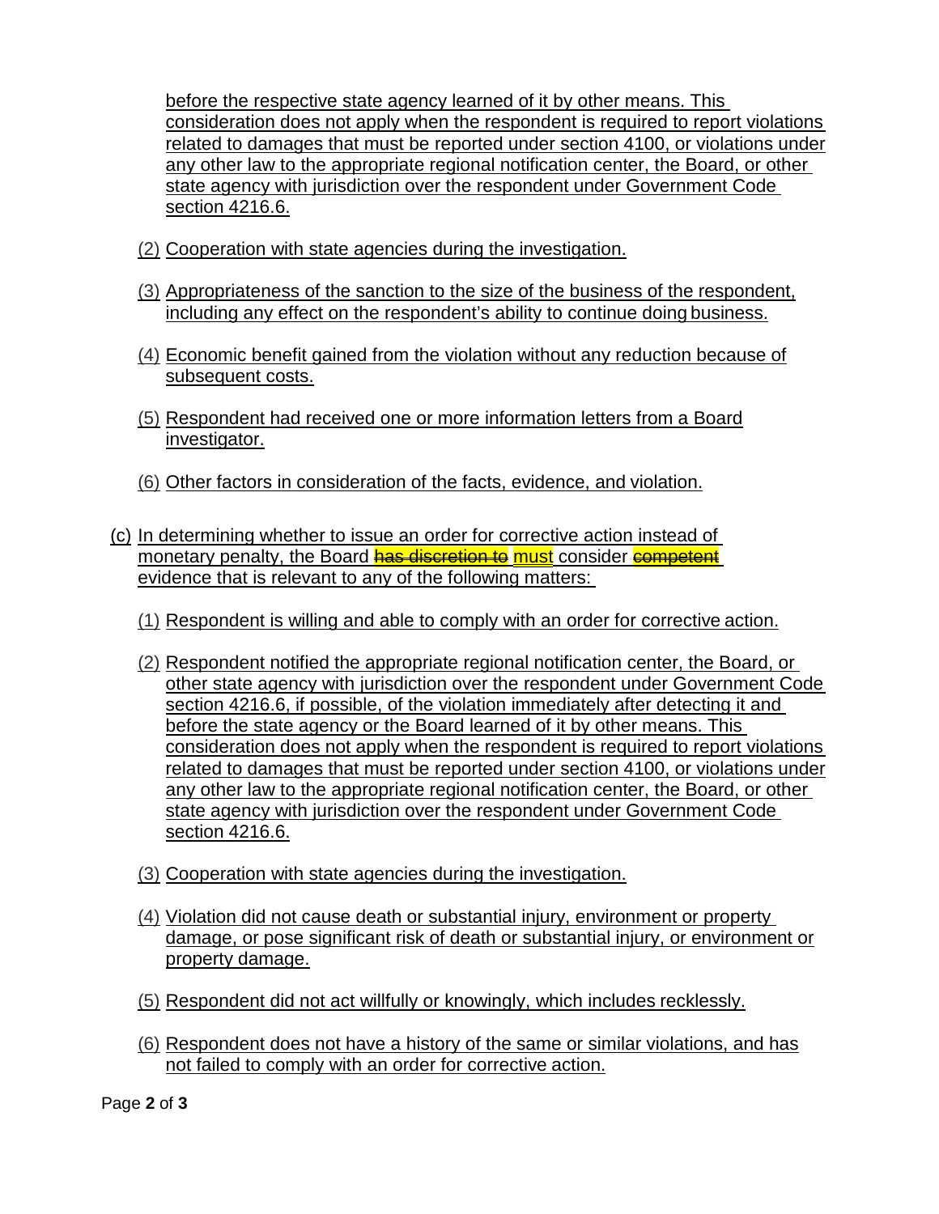before the respective state agency learned of it by other means. This consideration does not apply when the respondent is required to report violations related to damages that must be reported under section 4100, or violations under any other law to the appropriate regional notification center, the Board, or other state agency with jurisdiction over the respondent under Government Code section 4216.6.

(2) Cooperation with state agencies during the investigation.

(3) Appropriateness of the sanction to the size of the business of the respondent, including any effect on the respondent's ability to continue doing business.

(4) Economic benefit gained from the violation without any reduction because of subsequent costs.

(5) Respondent had received one or more information letters from a Board investigator.

(6) Other factors in consideration of the facts, evidence, and violation.

(c) In determining whether to issue an order for corrective action instead of monetary penalty, the Board ~~has discretion to~~ must consider ~~competent~~ evidence that is relevant to any of the following matters:

(1) Respondent is willing and able to comply with an order for corrective action.

(2) Respondent notified the appropriate regional notification center, the Board, or other state agency with jurisdiction over the respondent under Government Code section 4216.6, if possible, of the violation immediately after detecting it and before the state agency or the Board learned of it by other means. This consideration does not apply when the respondent is required to report violations related to damages that must be reported under section 4100, or violations under any other law to the appropriate regional notification center, the Board, or other state agency with jurisdiction over the respondent under Government Code section 4216.6.

(3) Cooperation with state agencies during the investigation.

(4) Violation did not cause death or substantial injury, environment or property damage, or pose significant risk of death or substantial injury, or environment or property damage.

(5) Respondent did not act willfully or knowingly, which includes recklessly.

(6) Respondent does not have a history of the same or similar violations, and has not failed to comply with an order for corrective action.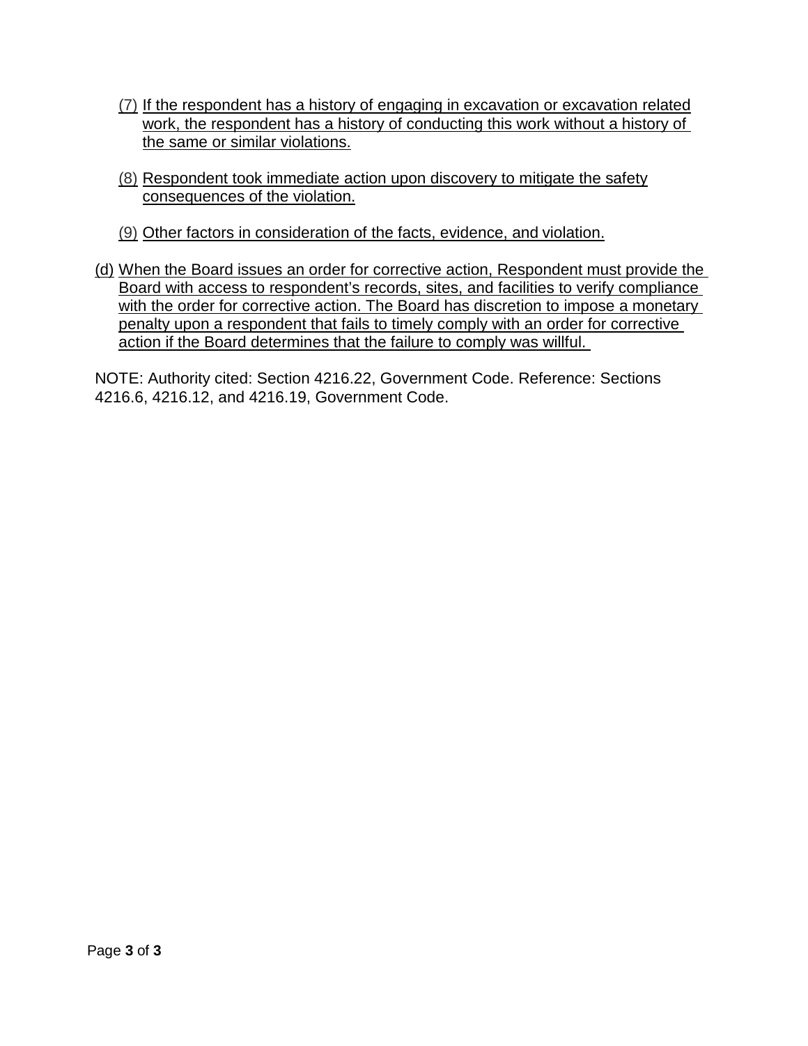(7) If the respondent has a history of engaging in excavation or excavation related work, the respondent has a history of conducting this work without a history of the same or similar violations.

(8) Respondent took immediate action upon discovery to mitigate the safety consequences of the violation.

(9) Other factors in consideration of the facts, evidence, and violation.

(d) When the Board issues an order for corrective action, Respondent must provide the Board with access to respondent's records, sites, and facilities to verify compliance with the order for corrective action. The Board has discretion to impose a monetary penalty upon a respondent that fails to timely comply with an order for corrective action if the Board determines that the failure to comply was willful.

NOTE: Authority cited: Section 4216.22, Government Code. Reference: Sections 4216.6, 4216.12, and 4216.19, Government Code.